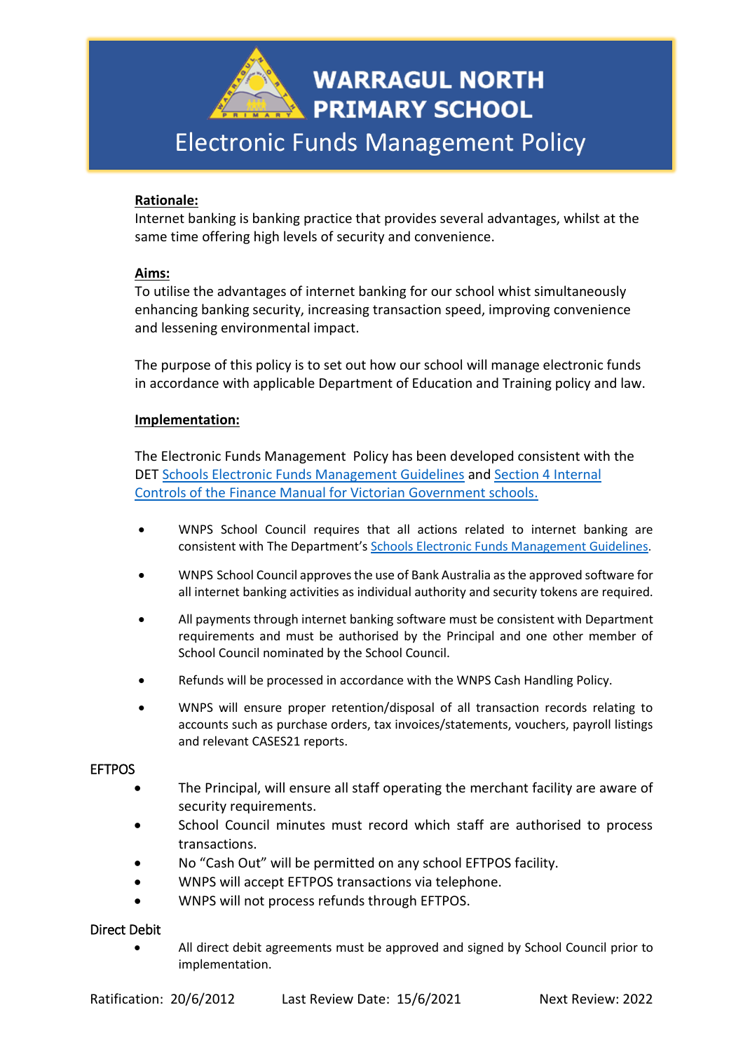# WARRAGUL NORTH PRIMARY SCHOOL

## Electronic Funds Management Policy

**Rationale:**

Internet banking is banking practice that provides several advantages, whilst at the same time offering high levels of security and convenience.

**Aims:**

To utilise the advantages of internet banking for our school whist simultaneously enhancing banking security, increasing transaction speed, improving convenience and lessening environmental impact.

The purpose of this policy is to set out how our school will manage electronic funds in accordance with applicable Department of Education and Training policy and law.

**Implementation:**

The Electronic Funds Management Policy has been developed consistent with the DET Schools Electronic Funds Management Guidelines and Section 4 Internal Controls of the Finance Manual for Victorian Government schools.

- WNPS School Council requires that all actions related to internet banking are consistent with The Department's Schools Electronic Funds Management Guidelines.
- WNPS School Council approves the use of Bank Australia as the approved software for all internet banking activities as individual authority and security tokens are required.
- All payments through internet banking software must be consistent with Department requirements and must be authorised by the Principal and one other member of School Council nominated by the School Council.
- Refunds will be processed in accordance with the WNPS Cash Handling Policy.
- WNPS will ensure proper retention/disposal of all transaction records relating to accounts such as purchase orders, tax invoices/statements, vouchers, payroll listings and relevant CASES21 reports.

EFTPOS

- The Principal, will ensure all staff operating the merchant facility are aware of security requirements.
- School Council minutes must record which staff are authorised to process transactions.
- No "Cash Out" will be permitted on any school EFTPOS facility.
- WNPS will accept EFTPOS transactions via telephone.
- WNPS will not process refunds through EFTPOS.

Direct Debit

- All direct debit agreements must be approved and signed by School Council prior to implementation.

Ratification: 20/6/2012 Last Review Date: 15/6/2021 Next Review: 2022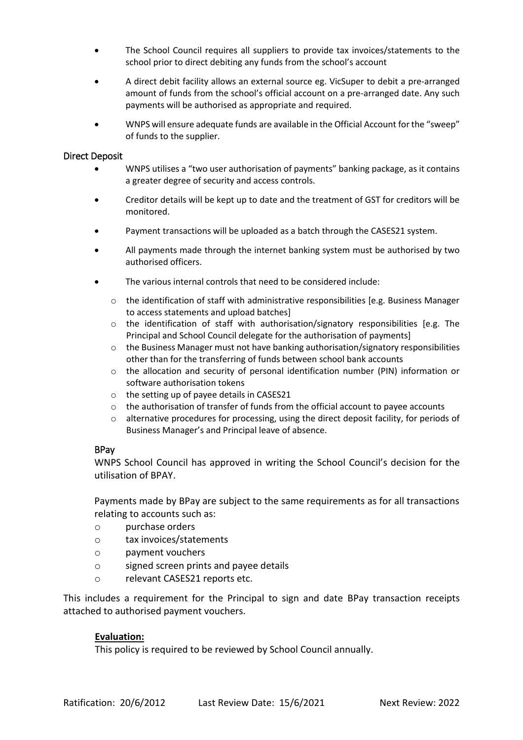- The School Council requires all suppliers to provide tax invoices/statements to the school prior to direct debiting any funds from the school's account
- A direct debit facility allows an external source eg. VicSuper to debit a pre-arranged amount of funds from the school's official account on a pre-arranged date. Any such payments will be authorised as appropriate and required.
- WNPS will ensure adequate funds are available in the Official Account for the "sweep" of funds to the supplier.

### Direct Deposit

- WNPS utilises a "two user authorisation of payments" banking package, as it contains a greater degree of security and access controls.
- Creditor details will be kept up to date and the treatment of GST for creditors will be monitored.
- Payment transactions will be uploaded as a batch through the CASES21 system.
- All payments made through the internet banking system must be authorised by two authorised officers.
- The various internal controls that need to be considered include:
  - the identification of staff with administrative responsibilities [e.g. Business Manager to access statements and upload batches]
  - the identification of staff with authorisation/signatory responsibilities [e.g. The Principal and School Council delegate for the authorisation of payments]
  - the Business Manager must not have banking authorisation/signatory responsibilities other than for the transferring of funds between school bank accounts
  - the allocation and security of personal identification number (PIN) information or software authorisation tokens
  - the setting up of payee details in CASES21
  - the authorisation of transfer of funds from the official account to payee accounts
  - alternative procedures for processing, using the direct deposit facility, for periods of Business Manager's and Principal leave of absence.

### BPay

WNPS School Council has approved in writing the School Council's decision for the utilisation of BPAY.

Payments made by BPay are subject to the same requirements as for all transactions relating to accounts such as:

- purchase orders
- tax invoices/statements
- payment vouchers
- signed screen prints and payee details
- relevant CASES21 reports etc.

This includes a requirement for the Principal to sign and date BPay transaction receipts attached to authorised payment vouchers.

**Evaluation:**

This policy is required to be reviewed by School Council annually.

Ratification: 20/6/2012 Last Review Date: 15/6/2021 Next Review: 2022